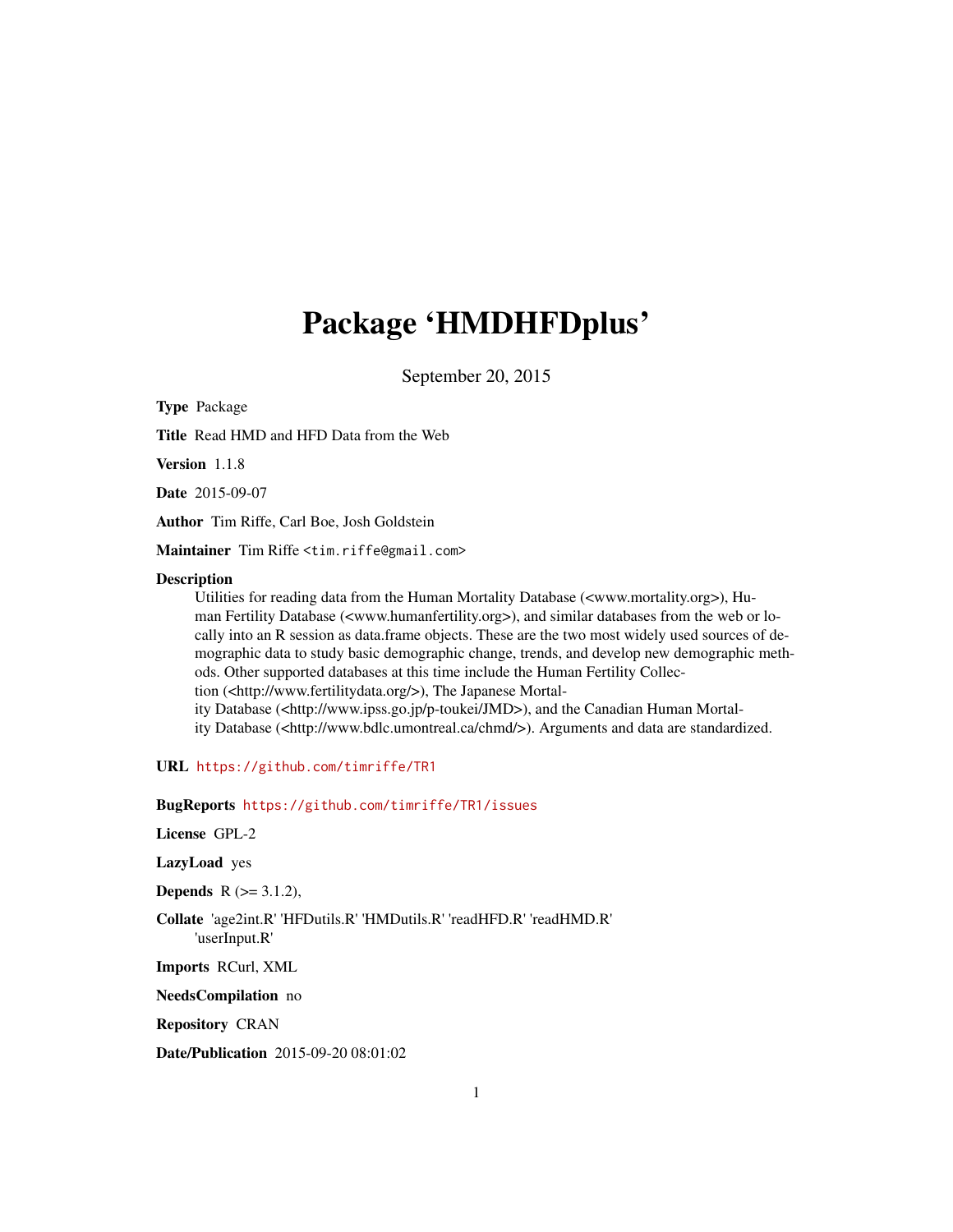# Package 'HMDHFDplus'

September 20, 2015

**Type** Package

**Title** Read HMD and HFD Data from the Web

**Version** 1.1.8

**Date** 2015-09-07

**Author** Tim Riffe, Carl Boe, Josh Goldstein

**Maintainer** Tim Riffe <tim.riffe@gmail.com>

**Description** Utilities for reading data from the Human Mortality Database (<www.mortality.org>), Human Fertility Database (<www.humanfertility.org>), and similar databases from the web or locally into an R session as data.frame objects. These are the two most widely used sources of demographic data to study basic demographic change, trends, and develop new demographic methods. Other supported databases at this time include the Human Fertility Collection (<http://www.fertilitydata.org/>), The Japanese Mortality Database (<http://www.ipss.go.jp/p-toukei/JMD>), and the Canadian Human Mortality Database (<http://www.bdlc.umontreal.ca/chmd/>). Arguments and data are standardized.

**URL** https://github.com/timriffe/TR1

**BugReports** https://github.com/timriffe/TR1/issues

**License** GPL-2

**LazyLoad** yes

**Depends** R (>= 3.1.2),

**Collate** 'age2int.R' 'HFDutils.R' 'HMDutils.R' 'readHFD.R' 'readHMD.R' 'userInput.R'

**Imports** RCurl, XML

**NeedsCompilation** no

**Repository** CRAN

**Date/Publication** 2015-09-20 08:01:02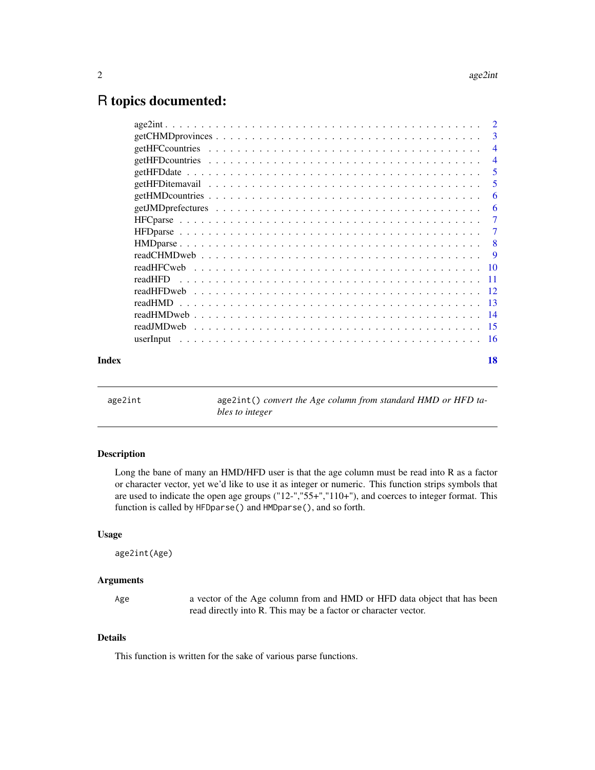# R topics documented:

| | |
|---|---|
| age2int | 2 |
| getCHMDprovinces | 3 |
| getHFCcountries | 4 |
| getHFDcountries | 4 |
| getHFDdate | 5 |
| getHFDitemavail | 5 |
| getHMDcountries | 6 |
| getJMDprefectures | 6 |
| HFCparse | 7 |
| HFDparse | 7 |
| HMDparse | 8 |
| readCHMDweb | 9 |
| readHFCweb | 10 |
| readHFD | 11 |
| readHFDweb | 12 |
| readHMD | 13 |
| readHMDweb | 14 |
| readJMDweb | 15 |
| userInput | 16 |
| **Index** | **18** |

---

`age2int` — `age2int()` *convert the Age column from standard HMD or HFD tables to integer*

---

### Description

Long the bane of many an HMD/HFD user is that the age column must be read into R as a factor or character vector, yet we'd like to use it as integer or numeric. This function strips symbols that are used to indicate the open age groups ("12-","55+","110+"), and coerces to integer format. This function is called by `HFDparse()` and `HMDparse()`, and so forth.

### Usage

```
age2int(Age)
```

### Arguments

| | |
|---|---|
| `Age` | a vector of the Age column from and HMD or HFD data object that has been read directly into R. This may be a factor or character vector. |

### Details

This function is written for the sake of various parse functions.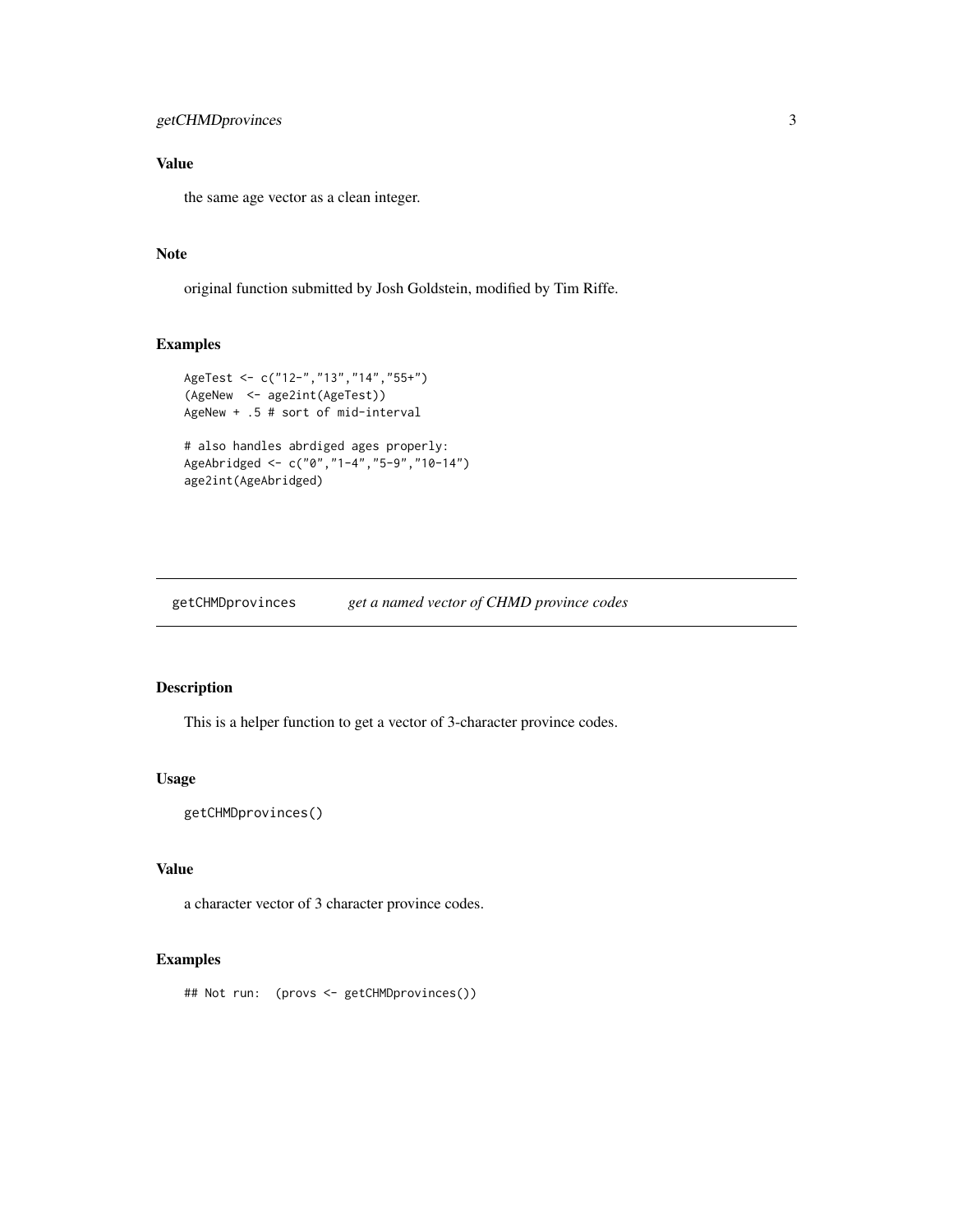### Value

the same age vector as a clean integer.

### Note

original function submitted by Josh Goldstein, modified by Tim Riffe.

### Examples

```
AgeTest <- c("12-","13","14","55+")
(AgeNew  <- age2int(AgeTest))
AgeNew + .5 # sort of mid-interval

# also handles abrdiged ages properly:
AgeAbridged <- c("0","1-4","5-9","10-14")
age2int(AgeAbridged)
```

## getCHMDprovinces *get a named vector of CHMD province codes*

### Description

This is a helper function to get a vector of 3-character province codes.

### Usage

```
getCHMDprovinces()
```

### Value

a character vector of 3 character province codes.

### Examples

```
## Not run:  (provs <- getCHMDprovinces())
```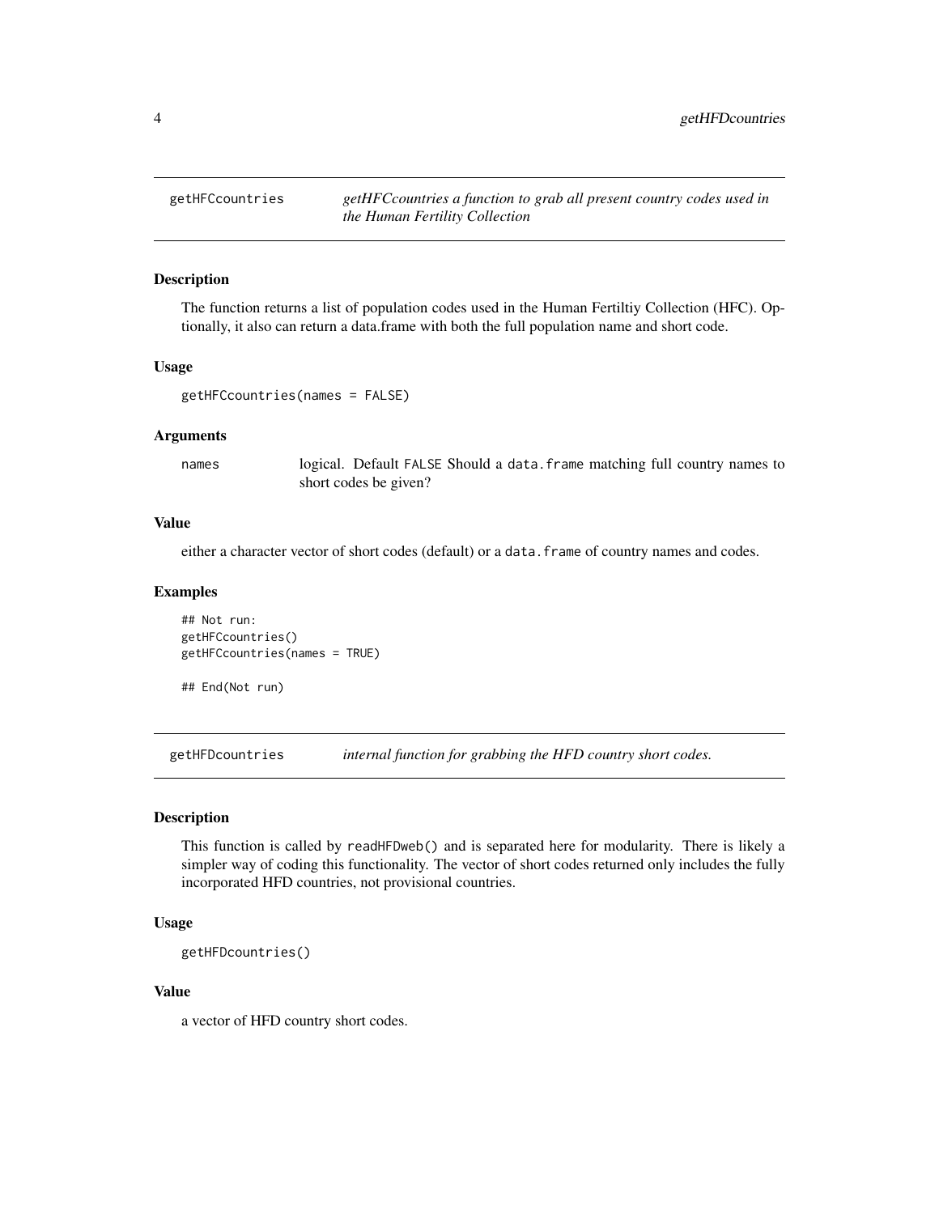## getHFCcountries — *getHFCcountries a function to grab all present country codes used in the Human Fertility Collection*

### Description

The function returns a list of population codes used in the Human Fertiltiy Collection (HFC). Optionally, it also can return a data.frame with both the full population name and short code.

### Usage

```
getHFCcountries(names = FALSE)
```

### Arguments

| | |
|---|---|
| names | logical. Default `FALSE` Should a `data.frame` matching full country names to short codes be given? |

### Value

either a character vector of short codes (default) or a `data.frame` of country names and codes.

### Examples

```
## Not run:
getHFCcountries()
getHFCcountries(names = TRUE)

## End(Not run)
```

## getHFDcountries — *internal function for grabbing the HFD country short codes.*

### Description

This function is called by `readHFDweb()` and is separated here for modularity. There is likely a simpler way of coding this functionality. The vector of short codes returned only includes the fully incorporated HFD countries, not provisional countries.

### Usage

```
getHFDcountries()
```

### Value

a vector of HFD country short codes.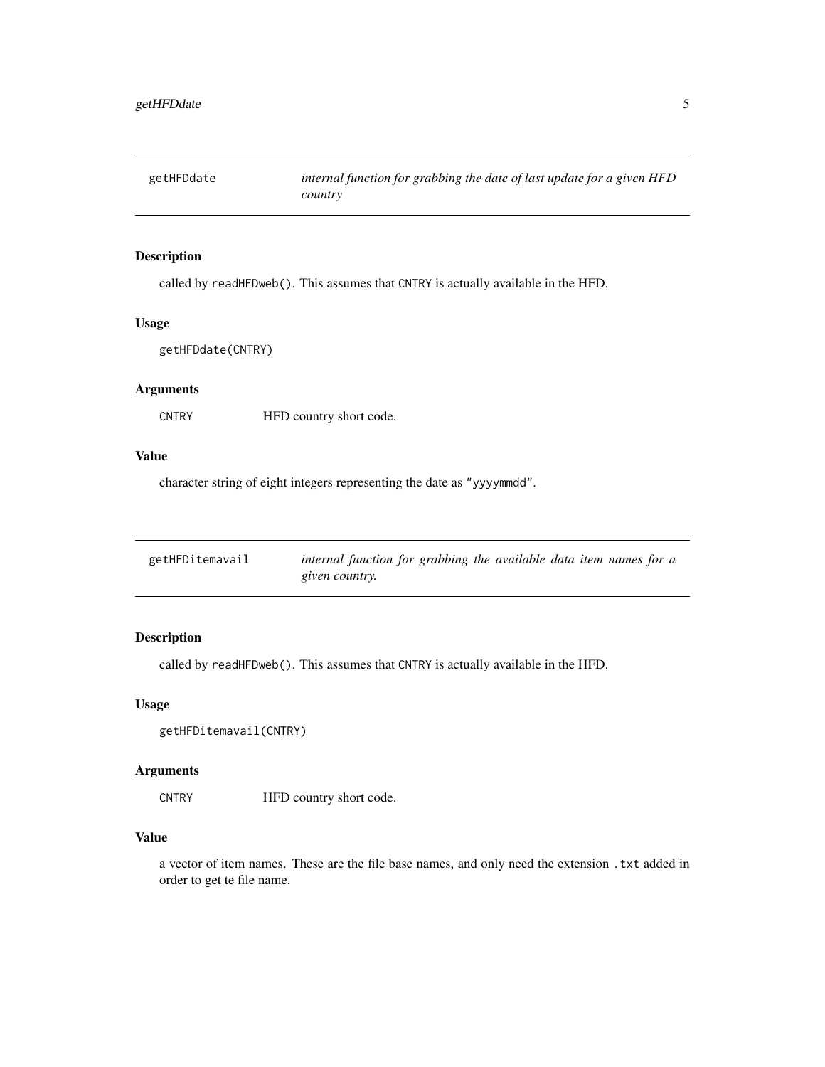## getHFDdate — *internal function for grabbing the date of last update for a given HFD country*

### Description

called by `readHFDweb()`. This assumes that `CNTRY` is actually available in the HFD.

### Usage

```
getHFDdate(CNTRY)
```

### Arguments

| | |
|---|---|
| `CNTRY` | HFD country short code. |

### Value

character string of eight integers representing the date as `"yyyymmdd"`.

## getHFDitemavail — *internal function for grabbing the available data item names for a given country.*

### Description

called by `readHFDweb()`. This assumes that `CNTRY` is actually available in the HFD.

### Usage

```
getHFDitemavail(CNTRY)
```

### Arguments

| | |
|---|---|
| `CNTRY` | HFD country short code. |

### Value

a vector of item names. These are the file base names, and only need the extension `.txt` added in order to get te file name.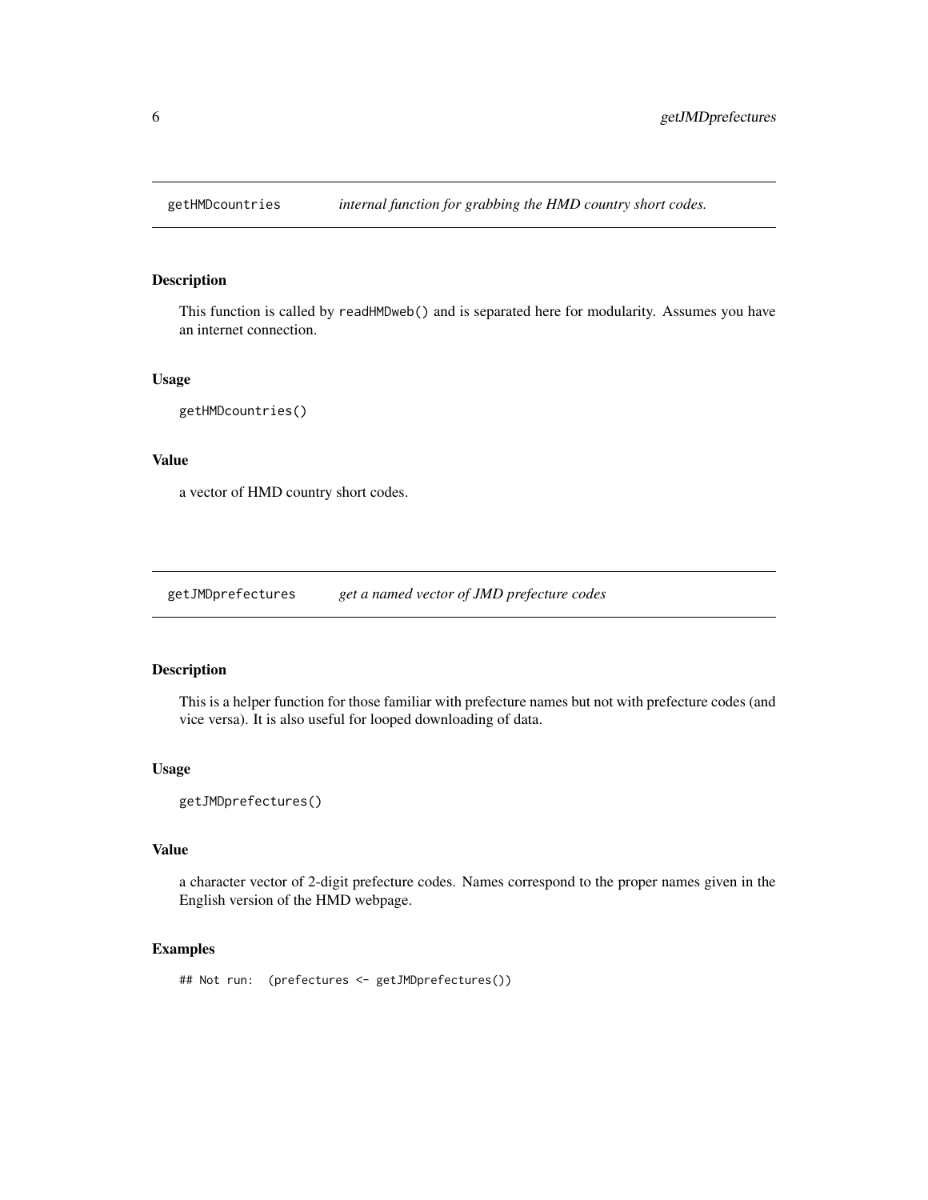## getHMDcountries *internal function for grabbing the HMD country short codes.*

### Description

This function is called by `readHMDweb()` and is separated here for modularity. Assumes you have an internet connection.

### Usage

```
getHMDcountries()
```

### Value

a vector of HMD country short codes.

## getJMDprefectures *get a named vector of JMD prefecture codes*

### Description

This is a helper function for those familiar with prefecture names but not with prefecture codes (and vice versa). It is also useful for looped downloading of data.

### Usage

```
getJMDprefectures()
```

### Value

a character vector of 2-digit prefecture codes. Names correspond to the proper names given in the English version of the HMD webpage.

### Examples

```
## Not run:  (prefectures <- getJMDprefectures())
```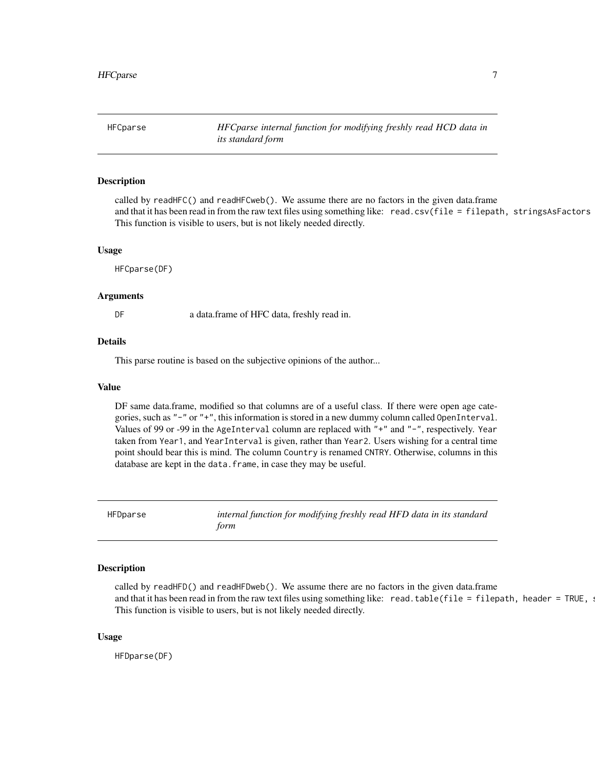## HFCparse — *HFCparse internal function for modifying freshly read HCD data in its standard form*

### Description

called by `readHFC()` and `readHFCweb()`. We assume there are no factors in the given data.frame and that it has been read in from the raw text files using something like: `read.csv(file = filepath, stringsAsFactors`
This function is visible to users, but is not likely needed directly.

### Usage

```
HFCparse(DF)
```

### Arguments

| | |
|---|---|
| `DF` | a data.frame of HFC data, freshly read in. |

### Details

This parse routine is based on the subjective opinions of the author...

### Value

DF same data.frame, modified so that columns are of a useful class. If there were open age categories, such as `"-"` or `"+"`, this information is stored in a new dummy column called `OpenInterval`. Values of 99 or -99 in the `AgeInterval` column are replaced with `"+"` and `"-"`, respectively. `Year` taken from `Year1`, and `YearInterval` is given, rather than `Year2`. Users wishing for a central time point should bear this is mind. The column `Country` is renamed `CNTRY`. Otherwise, columns in this database are kept in the `data.frame`, in case they may be useful.

## HFDparse — *internal function for modifying freshly read HFD data in its standard form*

### Description

called by `readHFD()` and `readHFDweb()`. We assume there are no factors in the given data.frame and that it has been read in from the raw text files using something like: `read.table(file = filepath, header = TRUE, s`
This function is visible to users, but is not likely needed directly.

### Usage

```
HFDparse(DF)
```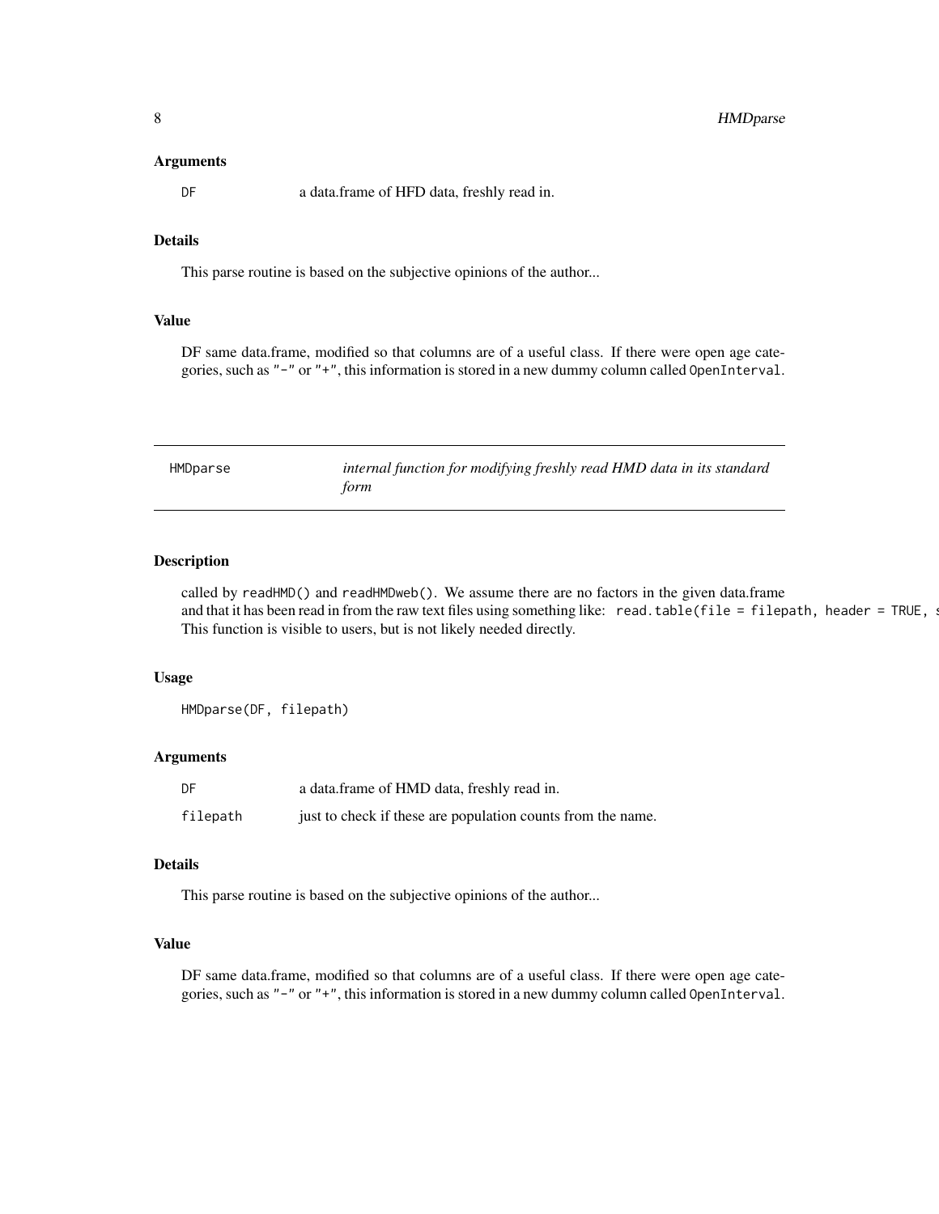### Arguments

DF a data.frame of HFD data, freshly read in.

### Details

This parse routine is based on the subjective opinions of the author...

### Value

DF same data.frame, modified so that columns are of a useful class. If there were open age categories, such as "-" or "+", this information is stored in a new dummy column called `OpenInterval`.

---

## HMDparse — *internal function for modifying freshly read HMD data in its standard form*

---

### Description

called by `readHMD()` and `readHMDweb()`. We assume there are no factors in the given data.frame and that it has been read in from the raw text files using something like: `read.table(file = filepath, header = TRUE, s`
This function is visible to users, but is not likely needed directly.

### Usage

```
HMDparse(DF, filepath)
```

### Arguments

| | |
|---|---|
| DF | a data.frame of HMD data, freshly read in. |
| filepath | just to check if these are population counts from the name. |

### Details

This parse routine is based on the subjective opinions of the author...

### Value

DF same data.frame, modified so that columns are of a useful class. If there were open age categories, such as "-" or "+", this information is stored in a new dummy column called `OpenInterval`.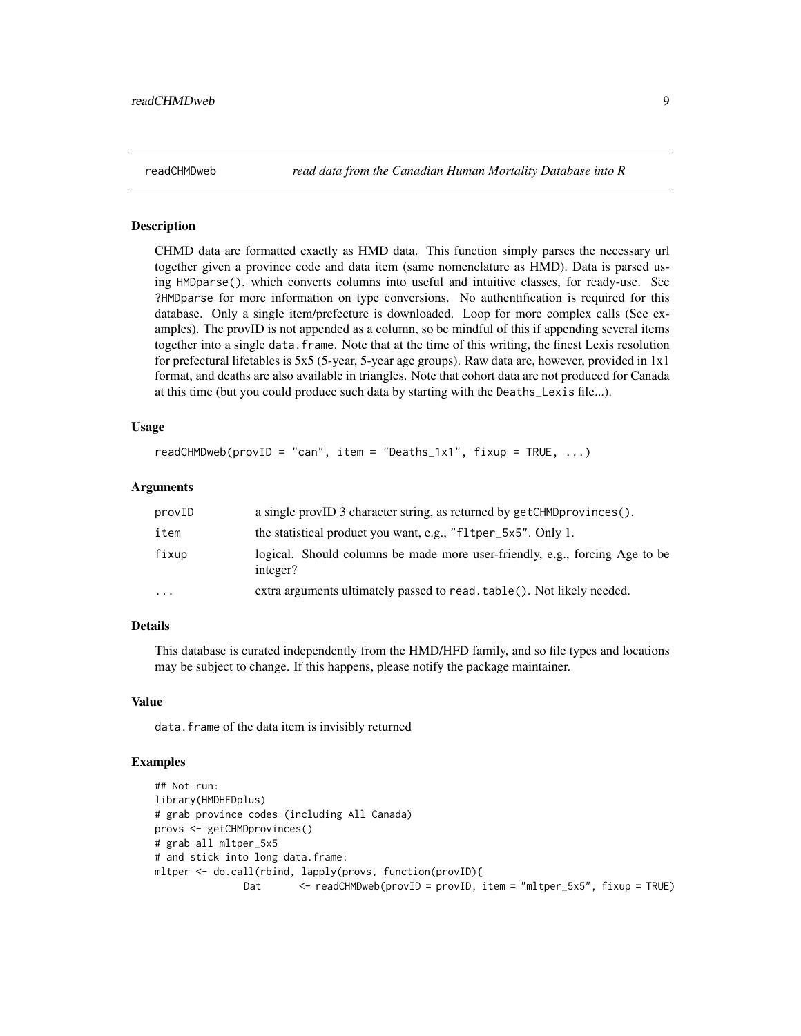## readCHMDweb — *read data from the Canadian Human Mortality Database into R*

### Description

CHMD data are formatted exactly as HMD data. This function simply parses the necessary url together given a province code and data item (same nomenclature as HMD). Data is parsed using `HMDparse()`, which converts columns into useful and intuitive classes, for ready-use. See `?HMDparse` for more information on type conversions. No authentification is required for this database. Only a single item/prefecture is downloaded. Loop for more complex calls (See examples). The provID is not appended as a column, so be mindful of this if appending several items together into a single `data.frame`. Note that at the time of this writing, the finest Lexis resolution for prefectural lifetables is 5x5 (5-year, 5-year age groups). Raw data are, however, provided in 1x1 format, and deaths are also available in triangles. Note that cohort data are not produced for Canada at this time (but you could produce such data by starting with the `Deaths_Lexis` file...).

### Usage

```
readCHMDweb(provID = "can", item = "Deaths_1x1", fixup = TRUE, ...)
```

### Arguments

| | |
|---|---|
| `provID` | a single provID 3 character string, as returned by `getCHMDprovinces()`. |
| `item` | the statistical product you want, e.g., `"fltper_5x5"`. Only 1. |
| `fixup` | logical. Should columns be made more user-friendly, e.g., forcing Age to be integer? |
| `...` | extra arguments ultimately passed to `read.table()`. Not likely needed. |

### Details

This database is curated independently from the HMD/HFD family, and so file types and locations may be subject to change. If this happens, please notify the package maintainer.

### Value

`data.frame` of the data item is invisibly returned

### Examples

```
## Not run:
library(HMDHFDplus)
# grab province codes (including All Canada)
provs <- getCHMDprovinces()
# grab all mltper_5x5
# and stick into long data.frame:
mltper <- do.call(rbind, lapply(provs, function(provID){
               Dat      <- readCHMDweb(provID = provID, item = "mltper_5x5", fixup = TRUE)
```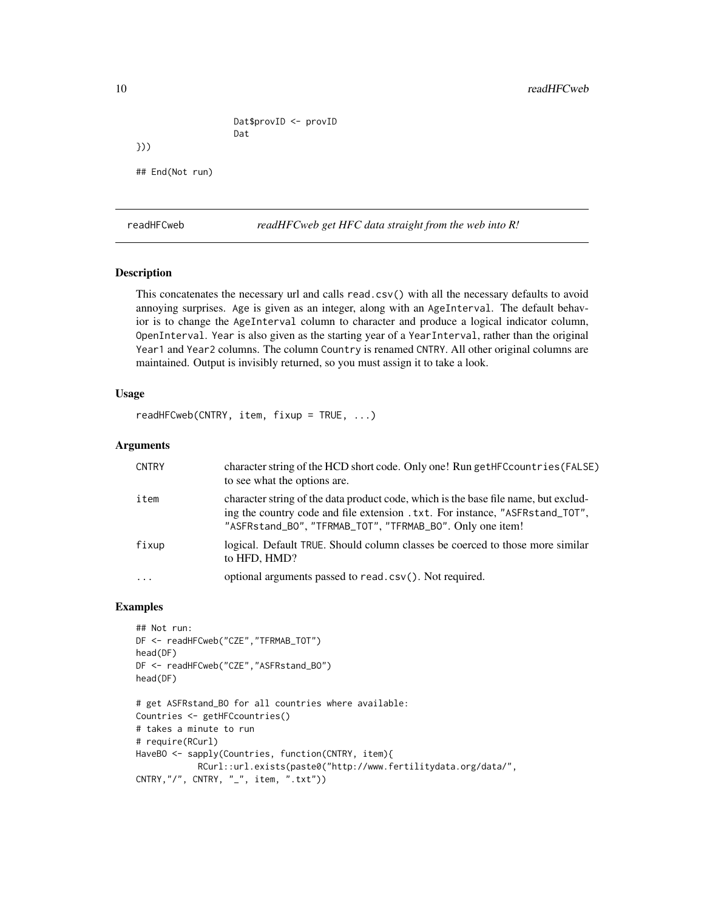```
                    Dat$provID <- provID
                    Dat
}))

## End(Not run)
```

## readHFCweb — *readHFCweb get HFC data straight from the web into R!*

### Description

This concatenates the necessary url and calls `read.csv()` with all the necessary defaults to avoid annoying surprises. `Age` is given as an integer, along with an `AgeInterval`. The default behavior is to change the `AgeInterval` column to character and produce a logical indicator column, `OpenInterval`. `Year` is also given as the starting year of a `YearInterval`, rather than the original `Year1` and `Year2` columns. The column `Country` is renamed `CNTRY`. All other original columns are maintained. Output is invisibly returned, so you must assign it to take a look.

### Usage

```
readHFCweb(CNTRY, item, fixup = TRUE, ...)
```

### Arguments

| | |
|---|---|
| `CNTRY` | character string of the HCD short code. Only one! Run `getHFCcountries(FALSE)` to see what the options are. |
| `item` | character string of the data product code, which is the base file name, but excluding the country code and file extension `.txt`. For instance, `"ASFRstand_TOT"`, `"ASFRstand_BO"`, `"TFRMAB_TOT"`, `"TFRMAB_BO"`. Only one item! |
| `fixup` | logical. Default `TRUE`. Should column classes be coerced to those more similar to HFD, HMD? |
| `...` | optional arguments passed to `read.csv()`. Not required. |

### Examples

```
## Not run:
DF <- readHFCweb("CZE","TFRMAB_TOT")
head(DF)
DF <- readHFCweb("CZE","ASFRstand_BO")
head(DF)

# get ASFRstand_BO for all countries where available:
Countries <- getHFCcountries()
# takes a minute to run
# require(RCurl)
HaveBO <- sapply(Countries, function(CNTRY, item){
            RCurl::url.exists(paste0("http://www.fertilitydata.org/data/",
CNTRY,"/", CNTRY, "_", item, ".txt"))
```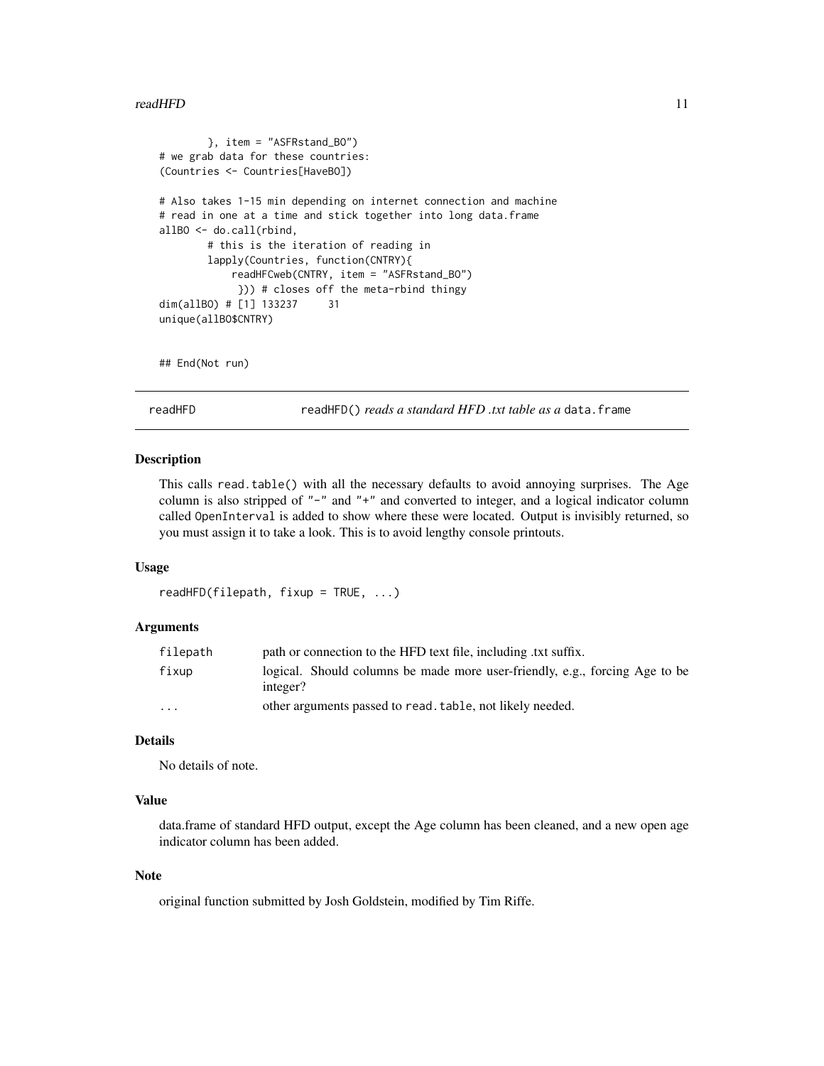```
        }, item = "ASFRstand_BO")
# we grab data for these countries:
(Countries <- Countries[HaveBO])

# Also takes 1-15 min depending on internet connection and machine
# read in one at a time and stick together into long data.frame
allBO <- do.call(rbind,
        # this is the iteration of reading in
        lapply(Countries, function(CNTRY){
            readHFCweb(CNTRY, item = "ASFRstand_BO")
             })) # closes off the meta-rbind thingy
dim(allBO) # [1] 133237     31
unique(allBO$CNTRY)


## End(Not run)
```

---

## readHFD — readHFD() *reads a standard HFD .txt table as a* data.frame

### Description

This calls read.table() with all the necessary defaults to avoid annoying surprises. The Age column is also stripped of "-" and "+" and converted to integer, and a logical indicator column called OpenInterval is added to show where these were located. Output is invisibly returned, so you must assign it to take a look. This is to avoid lengthy console printouts.

### Usage

```
readHFD(filepath, fixup = TRUE, ...)
```

### Arguments

| | |
|---|---|
| filepath | path or connection to the HFD text file, including .txt suffix. |
| fixup | logical. Should columns be made more user-friendly, e.g., forcing Age to be integer? |
| ... | other arguments passed to read.table, not likely needed. |

### Details

No details of note.

### Value

data.frame of standard HFD output, except the Age column has been cleaned, and a new open age indicator column has been added.

### Note

original function submitted by Josh Goldstein, modified by Tim Riffe.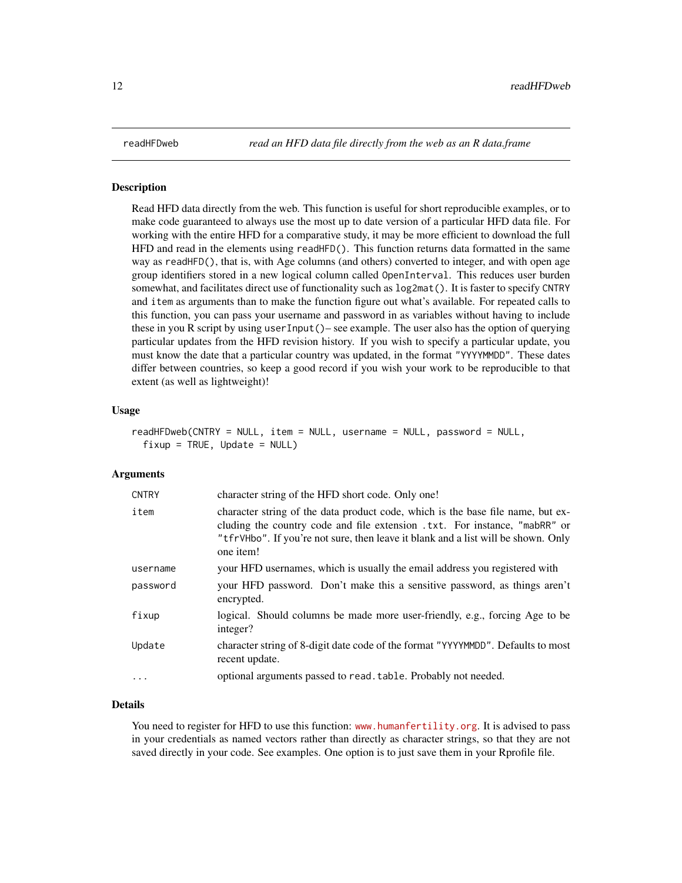## readHFDweb — *read an HFD data file directly from the web as an R data.frame*

### Description

Read HFD data directly from the web. This function is useful for short reproducible examples, or to make code guaranteed to always use the most up to date version of a particular HFD data file. For working with the entire HFD for a comparative study, it may be more efficient to download the full HFD and read in the elements using `readHFD()`. This function returns data formatted in the same way as `readHFD()`, that is, with Age columns (and others) converted to integer, and with open age group identifiers stored in a new logical column called `OpenInterval`. This reduces user burden somewhat, and facilitates direct use of functionality such as `log2mat()`. It is faster to specify `CNTRY` and `item` as arguments than to make the function figure out what's available. For repeated calls to this function, you can pass your username and password in as variables without having to include these in you R script by using `userInput()`– see example. The user also has the option of querying particular updates from the HFD revision history. If you wish to specify a particular update, you must know the date that a particular country was updated, in the format `"YYYYMMDD"`. These dates differ between countries, so keep a good record if you wish your work to be reproducible to that extent (as well as lightweight)!

### Usage

```
readHFDweb(CNTRY = NULL, item = NULL, username = NULL, password = NULL,
  fixup = TRUE, Update = NULL)
```

### Arguments

| | |
|---|---|
| `CNTRY` | character string of the HFD short code. Only one! |
| `item` | character string of the data product code, which is the base file name, but excluding the country code and file extension `.txt`. For instance, `"mabRR"` or `"tfrVHbo"`. If you're not sure, then leave it blank and a list will be shown. Only one item! |
| `username` | your HFD usernames, which is usually the email address you registered with |
| `password` | your HFD password. Don't make this a sensitive password, as things aren't encrypted. |
| `fixup` | logical. Should columns be made more user-friendly, e.g., forcing Age to be integer? |
| `Update` | character string of 8-digit date code of the format `"YYYYMMDD"`. Defaults to most recent update. |
| `...` | optional arguments passed to `read.table`. Probably not needed. |

### Details

You need to register for HFD to use this function: www.humanfertility.org. It is advised to pass in your credentials as named vectors rather than directly as character strings, so that they are not saved directly in your code. See examples. One option is to just save them in your Rprofile file.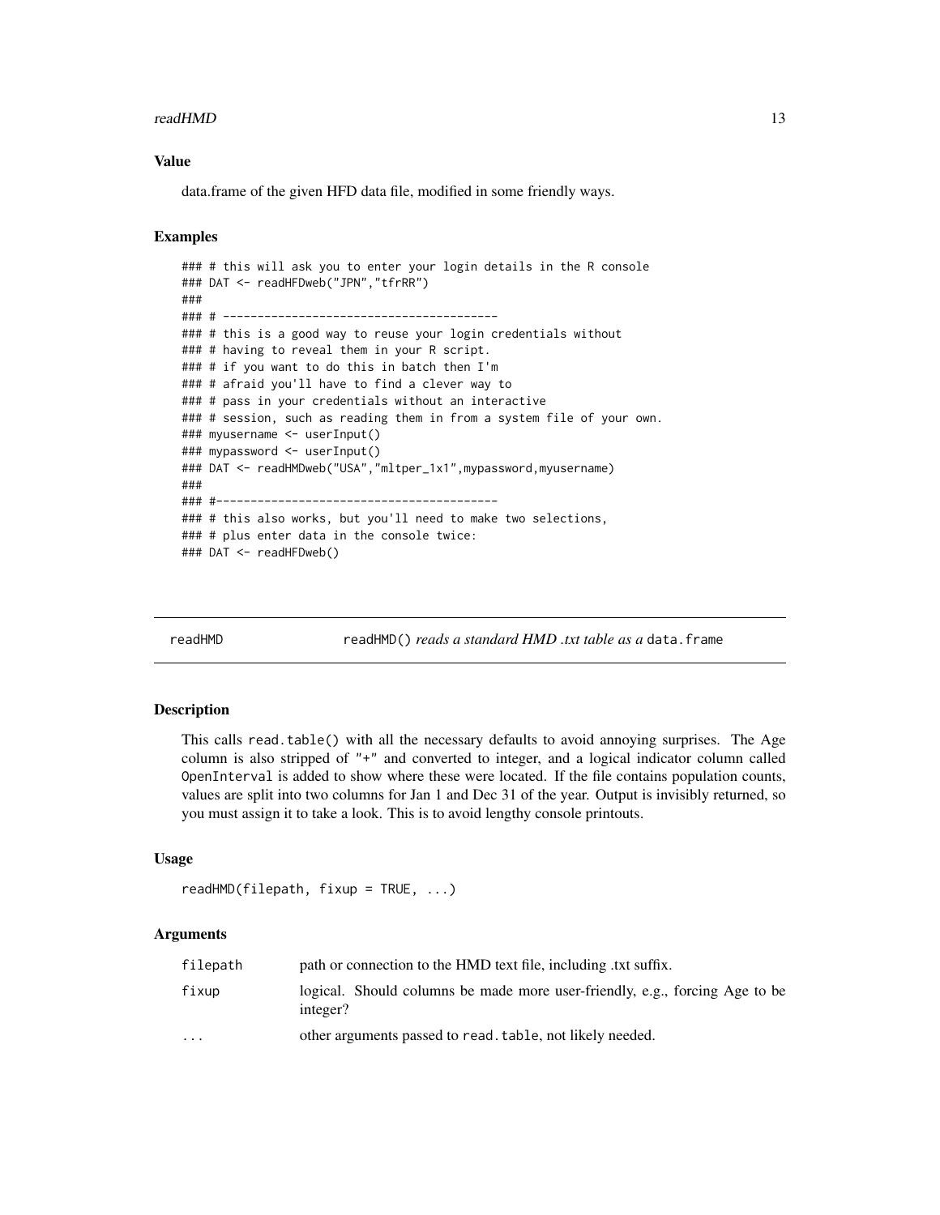### Value

data.frame of the given HFD data file, modified in some friendly ways.

### Examples

```
### # this will ask you to enter your login details in the R console
### DAT <- readHFDweb("JPN","tfrRR")
###
### # ---------------------------------------
### # this is a good way to reuse your login credentials without
### # having to reveal them in your R script.
### # if you want to do this in batch then I'm
### # afraid you'll have to find a clever way to
### # pass in your credentials without an interactive
### # session, such as reading them in from a system file of your own.
### myusername <- userInput()
### mypassword <- userInput()
### DAT <- readHMDweb("USA","mltper_1x1",mypassword,myusername)
###
### #----------------------------------------
### # this also works, but you'll need to make two selections,
### # plus enter data in the console twice:
### DAT <- readHFDweb()
```

---

## readHMD — `readHMD()` *reads a standard HMD .txt table as a* `data.frame`

### Description

This calls `read.table()` with all the necessary defaults to avoid annoying surprises. The Age column is also stripped of "+" and converted to integer, and a logical indicator column called `OpenInterval` is added to show where these were located. If the file contains population counts, values are split into two columns for Jan 1 and Dec 31 of the year. Output is invisibly returned, so you must assign it to take a look. This is to avoid lengthy console printouts.

### Usage

```
readHMD(filepath, fixup = TRUE, ...)
```

### Arguments

| | |
|---|---|
| `filepath` | path or connection to the HMD text file, including .txt suffix. |
| `fixup` | logical. Should columns be made more user-friendly, e.g., forcing Age to be integer? |
| `...` | other arguments passed to `read.table`, not likely needed. |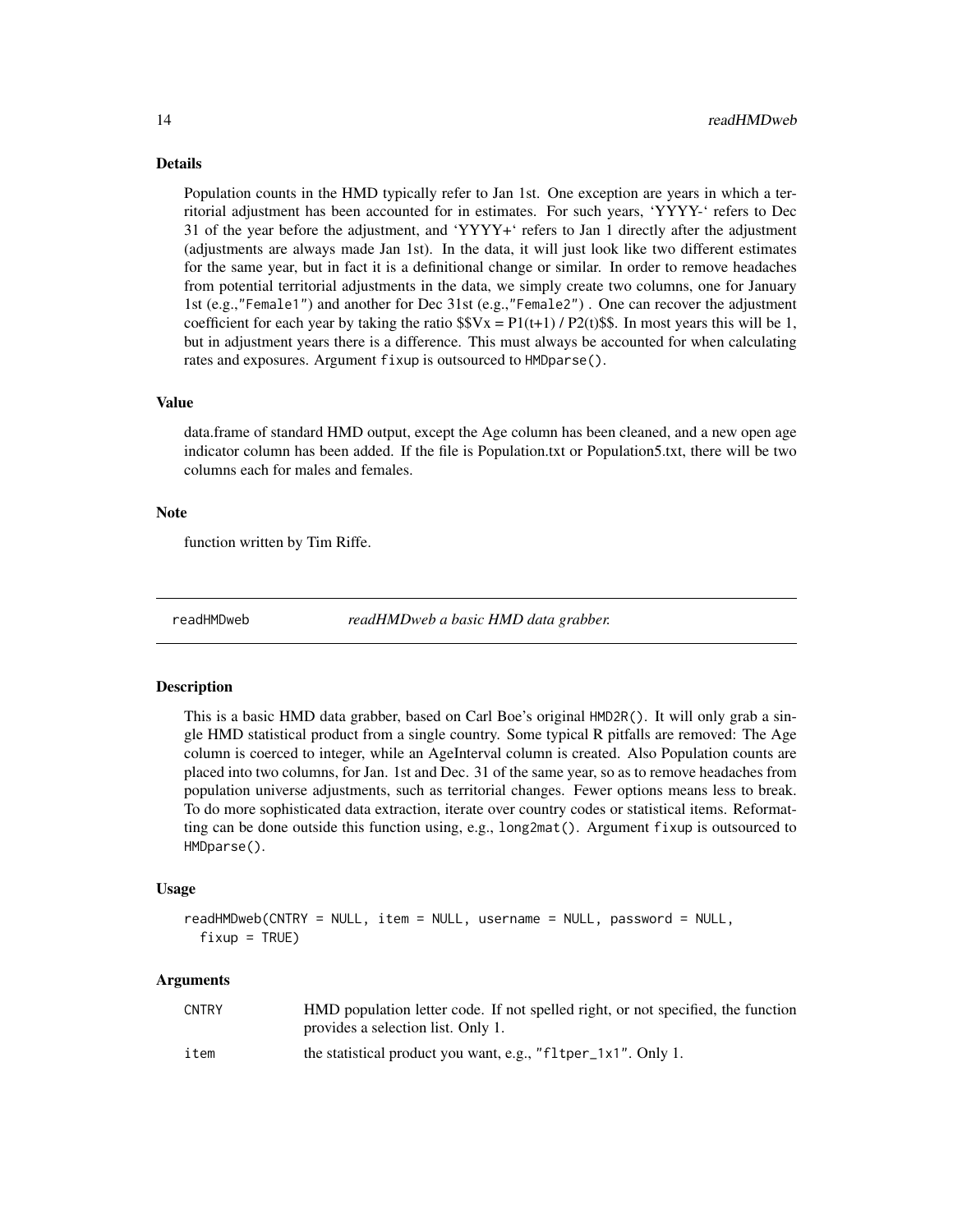### Details

Population counts in the HMD typically refer to Jan 1st. One exception are years in which a territorial adjustment has been accounted for in estimates. For such years, 'YYYY-' refers to Dec 31 of the year before the adjustment, and 'YYYY+' refers to Jan 1 directly after the adjustment (adjustments are always made Jan 1st). In the data, it will just look like two different estimates for the same year, but in fact it is a definitional change or similar. In order to remove headaches from potential territorial adjustments in the data, we simply create two columns, one for January 1st (e.g.,"Female1") and another for Dec 31st (e.g.,"Female2") . One can recover the adjustment coefficient for each year by taking the ratio $$Vx = P1(t+1) / P2(t)$$. In most years this will be 1, but in adjustment years there is a difference. This must always be accounted for when calculating rates and exposures. Argument `fixup` is outsourced to `HMDparse()`.

### Value

data.frame of standard HMD output, except the Age column has been cleaned, and a new open age indicator column has been added. If the file is Population.txt or Population5.txt, there will be two columns each for males and females.

### Note

function written by Tim Riffe.

---

## readHMDweb — *readHMDweb a basic HMD data grabber.*

### Description

This is a basic HMD data grabber, based on Carl Boe's original `HMD2R()`. It will only grab a single HMD statistical product from a single country. Some typical R pitfalls are removed: The Age column is coerced to integer, while an AgeInterval column is created. Also Population counts are placed into two columns, for Jan. 1st and Dec. 31 of the same year, so as to remove headaches from population universe adjustments, such as territorial changes. Fewer options means less to break. To do more sophisticated data extraction, iterate over country codes or statistical items. Reformatting can be done outside this function using, e.g., `long2mat()`. Argument `fixup` is outsourced to `HMDparse()`.

### Usage

```
readHMDweb(CNTRY = NULL, item = NULL, username = NULL, password = NULL,
  fixup = TRUE)
```

### Arguments

| | |
|---|---|
| `CNTRY` | HMD population letter code. If not spelled right, or not specified, the function provides a selection list. Only 1. |
| `item` | the statistical product you want, e.g., "fltper_1x1". Only 1. |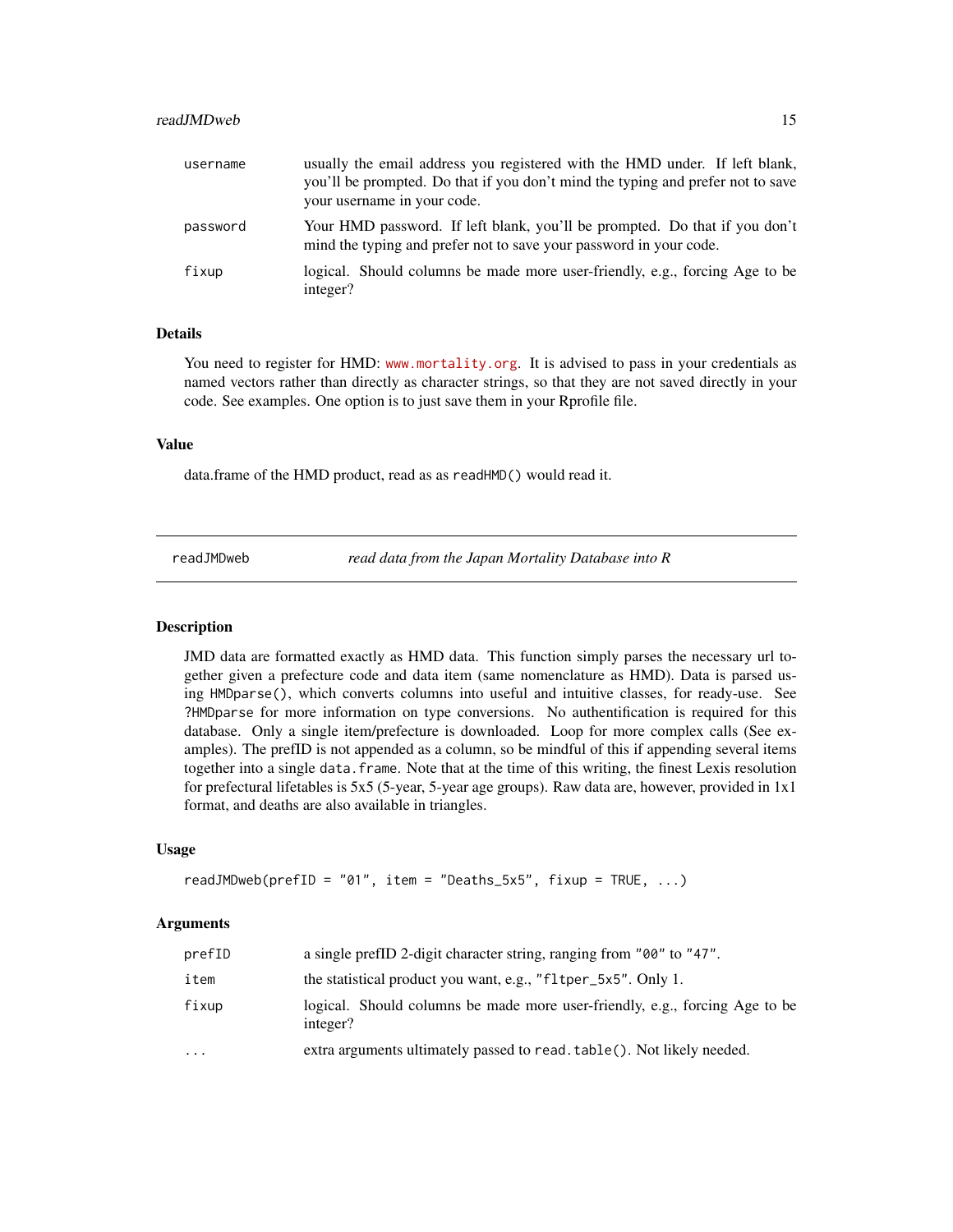| | |
|---|---|
| username | usually the email address you registered with the HMD under. If left blank, you'll be prompted. Do that if you don't mind the typing and prefer not to save your username in your code. |
| password | Your HMD password. If left blank, you'll be prompted. Do that if you don't mind the typing and prefer not to save your password in your code. |
| fixup | logical. Should columns be made more user-friendly, e.g., forcing Age to be integer? |

### Details

You need to register for HMD: www.mortality.org. It is advised to pass in your credentials as named vectors rather than directly as character strings, so that they are not saved directly in your code. See examples. One option is to just save them in your Rprofile file.

### Value

data.frame of the HMD product, read as as `readHMD()` would read it.

---

## readJMDweb — *read data from the Japan Mortality Database into R*

### Description

JMD data are formatted exactly as HMD data. This function simply parses the necessary url together given a prefecture code and data item (same nomenclature as HMD). Data is parsed using `HMDparse()`, which converts columns into useful and intuitive classes, for ready-use. See `?HMDparse` for more information on type conversions. No authentification is required for this database. Only a single item/prefecture is downloaded. Loop for more complex calls (See examples). The prefID is not appended as a column, so be mindful of this if appending several items together into a single `data.frame`. Note that at the time of this writing, the finest Lexis resolution for prefectural lifetables is 5x5 (5-year, 5-year age groups). Raw data are, however, provided in 1x1 format, and deaths are also available in triangles.

### Usage

```
readJMDweb(prefID = "01", item = "Deaths_5x5", fixup = TRUE, ...)
```

### Arguments

| | |
|---|---|
| prefID | a single prefID 2-digit character string, ranging from "00" to "47". |
| item | the statistical product you want, e.g., "fltper_5x5". Only 1. |
| fixup | logical. Should columns be made more user-friendly, e.g., forcing Age to be integer? |
| ... | extra arguments ultimately passed to `read.table()`. Not likely needed. |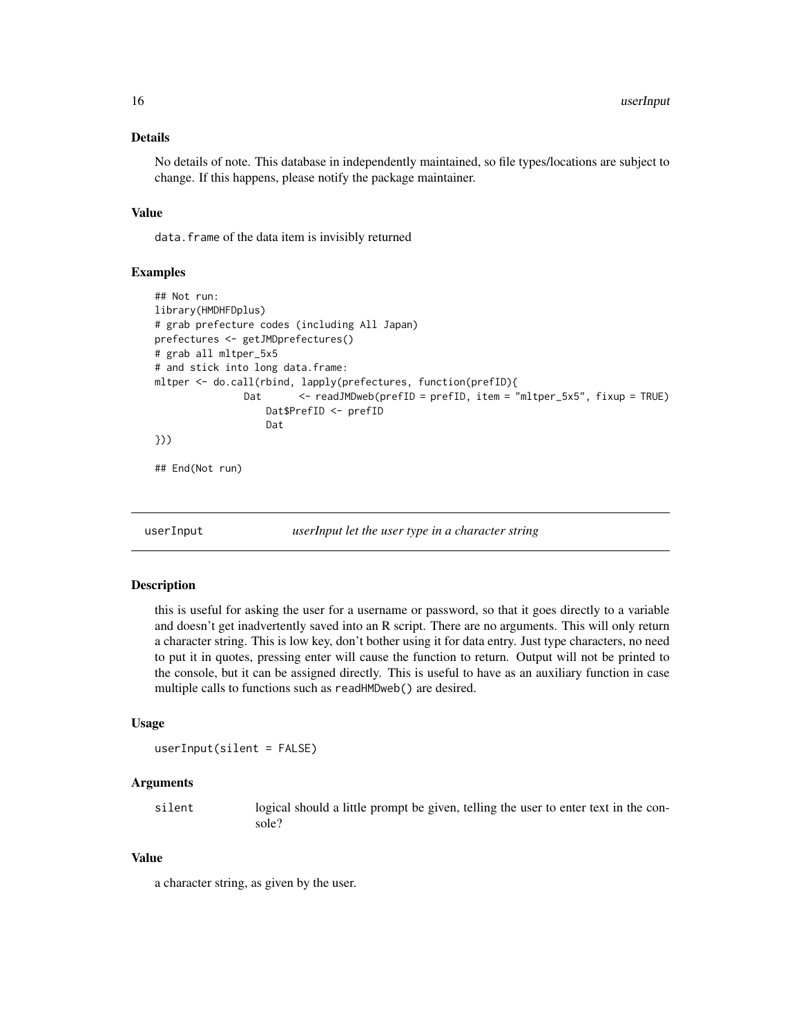### Details

No details of note. This database in independently maintained, so file types/locations are subject to change. If this happens, please notify the package maintainer.

### Value

`data.frame` of the data item is invisibly returned

### Examples

```
## Not run:
library(HMDHFDplus)
# grab prefecture codes (including All Japan)
prefectures <- getJMDprefectures()
# grab all mltper_5x5
# and stick into long data.frame:
mltper <- do.call(rbind, lapply(prefectures, function(prefID){
               Dat      <- readJMDweb(prefID = prefID, item = "mltper_5x5", fixup = TRUE)
                   Dat$PrefID <- prefID
                   Dat
}))

## End(Not run)
```

---

## userInput — *userInput let the user type in a character string*

### Description

this is useful for asking the user for a username or password, so that it goes directly to a variable and doesn't get inadvertently saved into an R script. There are no arguments. This will only return a character string. This is low key, don't bother using it for data entry. Just type characters, no need to put it in quotes, pressing enter will cause the function to return. Output will not be printed to the console, but it can be assigned directly. This is useful to have as an auxiliary function in case multiple calls to functions such as `readHMDweb()` are desired.

### Usage

```
userInput(silent = FALSE)
```

### Arguments

| | |
|---|---|
| `silent` | logical should a little prompt be given, telling the user to enter text in the console? |

### Value

a character string, as given by the user.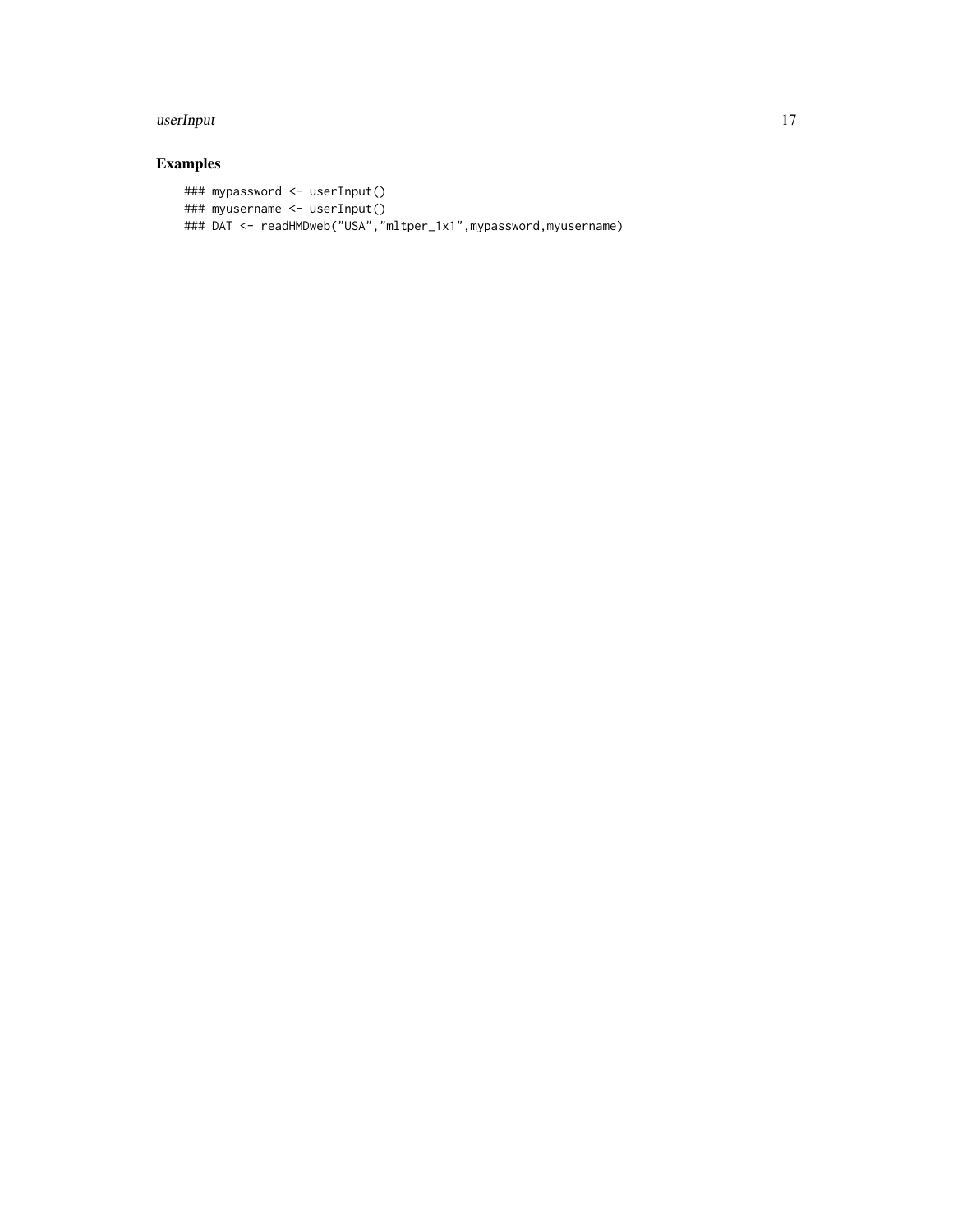## Examples

```
### mypassword <- userInput()
### myusername <- userInput()
### DAT <- readHMDweb("USA","mltper_1x1",mypassword,myusername)
```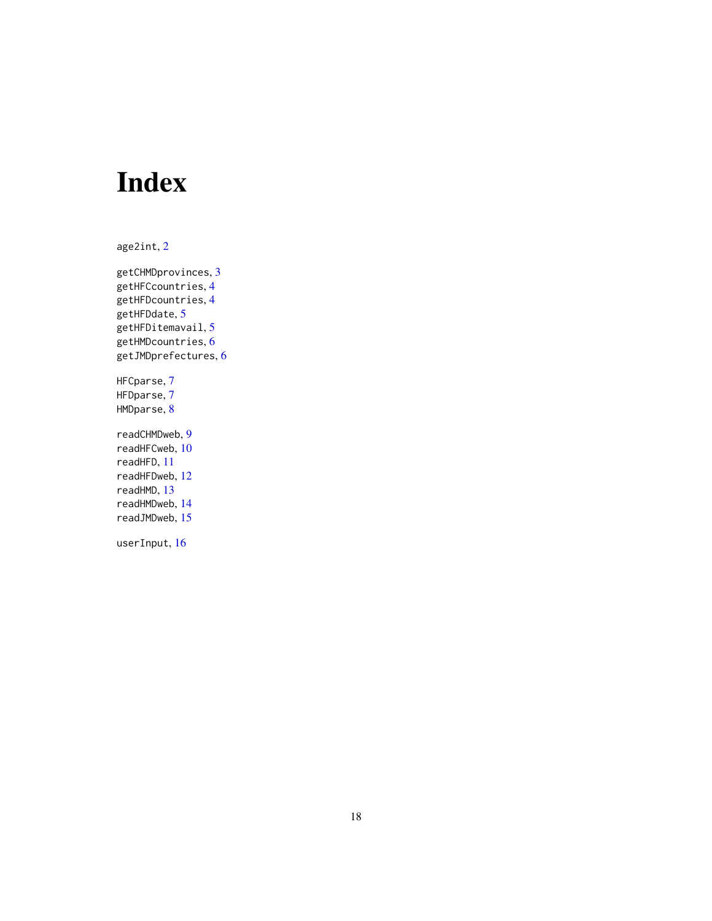# Index

age2int, 2

getCHMDprovinces, 3
getHFCcountries, 4
getHFDcountries, 4
getHFDdate, 5
getHFDitemavail, 5
getHMDcountries, 6
getJMDprefectures, 6

HFCparse, 7
HFDparse, 7
HMDparse, 8

readCHMDweb, 9
readHFCweb, 10
readHFD, 11
readHFDweb, 12
readHMD, 13
readHMDweb, 14
readJMDweb, 15

userInput, 16